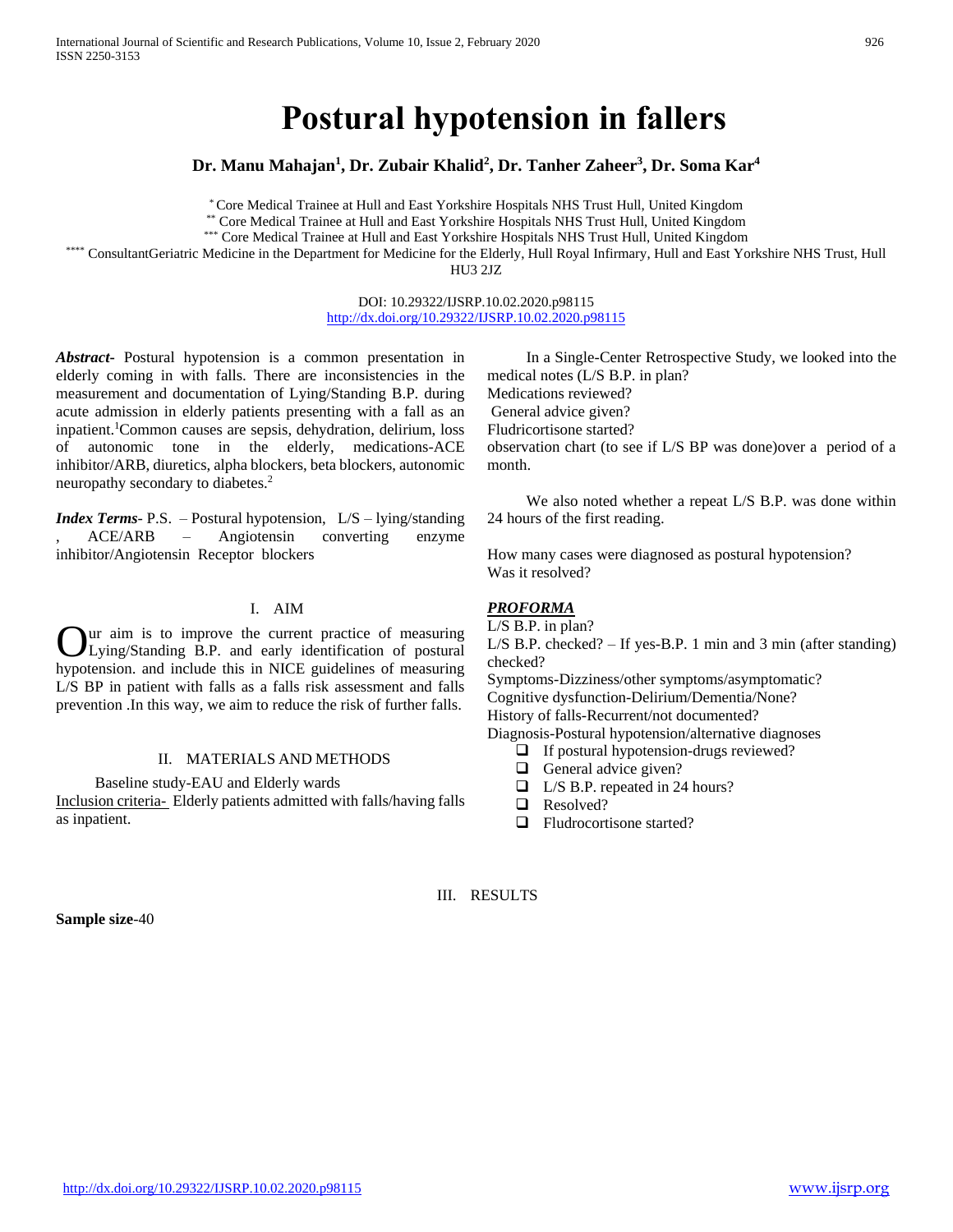# Postural hypotension in fallers

**Dr. Manu Mahajan[1], Dr. Zubair Khalid[2], Dr. Tanher Zaheer[3], Dr. Soma Kar[4]**

[*] Core Medical Trainee at Hull and East Yorkshire Hospitals NHS Trust Hull, United Kingdom
[**] Core Medical Trainee at Hull and East Yorkshire Hospitals NHS Trust Hull, United Kingdom
[***] Core Medical Trainee at Hull and East Yorkshire Hospitals NHS Trust Hull, United Kingdom
[****] ConsultantGeriatric Medicine in the Department for Medicine for the Elderly, Hull Royal Infirmary, Hull and East Yorkshire NHS Trust, Hull HU3 2JZ

DOI: 10.29322/IJSRP.10.02.2020.p98115
http://dx.doi.org/10.29322/IJSRP.10.02.2020.p98115

***Abstract-*** Postural hypotension is a common presentation in elderly coming in with falls. There are inconsistencies in the measurement and documentation of Lying/Standing B.P. during acute admission in elderly patients presenting with a fall as an inpatient.[1]Common causes are sepsis, dehydration, delirium, loss of autonomic tone in the elderly, medications-ACE inhibitor/ARB, diuretics, alpha blockers, beta blockers, autonomic neuropathy secondary to diabetes.[2]

***Index Terms-*** P.S. – Postural hypotension, L/S – lying/standing , ACE/ARB – Angiotensin converting enzyme inhibitor/Angiotensin Receptor blockers

## I. AIM

Our aim is to improve the current practice of measuring Lying/Standing B.P. and early identification of postural hypotension. and include this in NICE guidelines of measuring L/S BP in patient with falls as a falls risk assessment and falls prevention .In this way, we aim to reduce the risk of further falls.

## II. MATERIALS AND METHODS

Baseline study-EAU and Elderly wards

Inclusion criteria- Elderly patients admitted with falls/having falls as inpatient.

In a Single-Center Retrospective Study, we looked into the medical notes (L/S B.P. in plan?
Medications reviewed?
General advice given?
Fludricortisone started?
observation chart (to see if L/S BP was done)over a period of a month.

We also noted whether a repeat L/S B.P. was done within 24 hours of the first reading.

How many cases were diagnosed as postural hypotension?
Was it resolved?

***PROFORMA***

L/S B.P. in plan?
L/S B.P. checked? – If yes-B.P. 1 min and 3 min (after standing) checked?
Symptoms-Dizziness/other symptoms/asymptomatic?
Cognitive dysfunction-Delirium/Dementia/None?
History of falls-Recurrent/not documented?
Diagnosis-Postural hypotension/alternative diagnoses

- If postural hypotension-drugs reviewed?
- General advice given?
- L/S B.P. repeated in 24 hours?
- Resolved?
- Fludrocortisone started?

## III. RESULTS

**Sample size**-40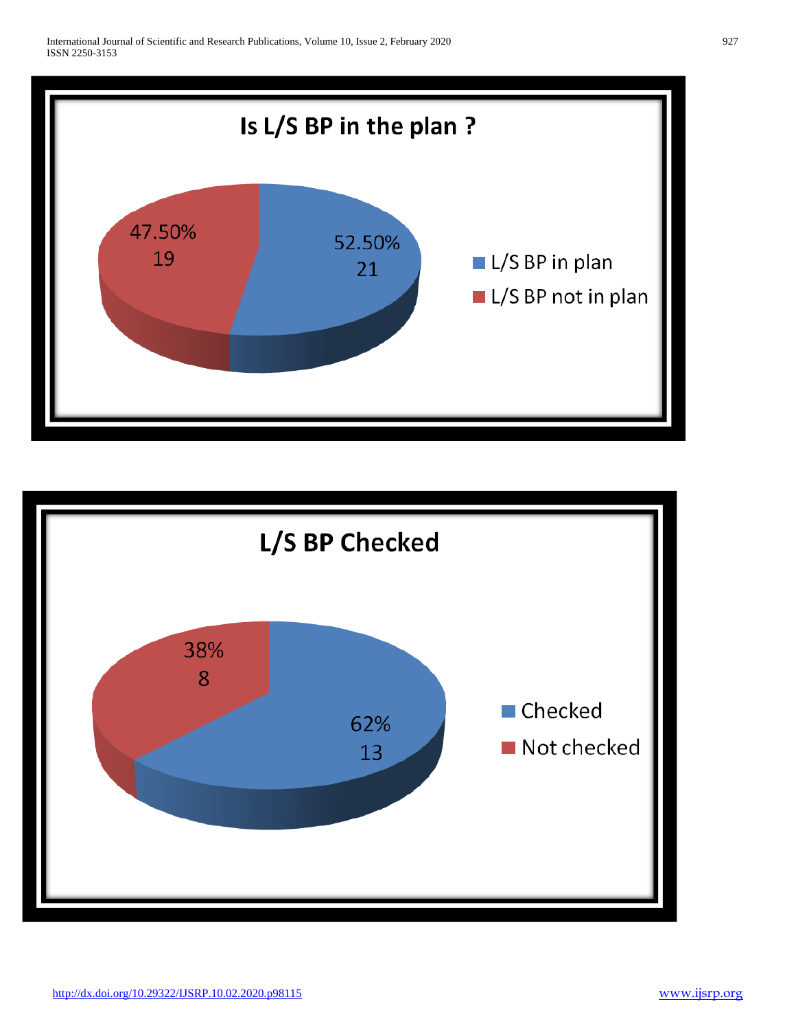**Is L/S BP in the plan ?**

| | Percentage | Count |
|---|---|---|
| L/S BP in plan | 52.50% | 21 |
| L/S BP not in plan | 47.50% | 19 |

**L/S BP Checked**

| | Percentage | Count |
|---|---|---|
| Checked | 62% | 13 |
| Not checked | 38% | 8 |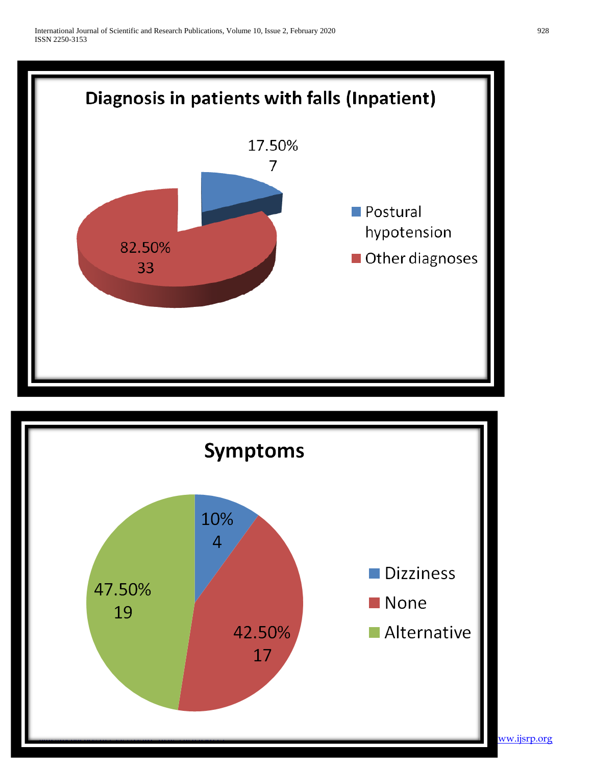**Diagnosis in patients with falls (Inpatient)**

| Diagnosis | Percentage | Count |
| --- | --- | --- |
| Postural hypotension | 17.50% | 7 |
| Other diagnoses | 82.50% | 33 |

**Symptoms**

| Symptom | Percentage | Count |
| --- | --- | --- |
| Dizziness | 10% | 4 |
| None | 42.50% | 17 |
| Alternative | 47.50% | 19 |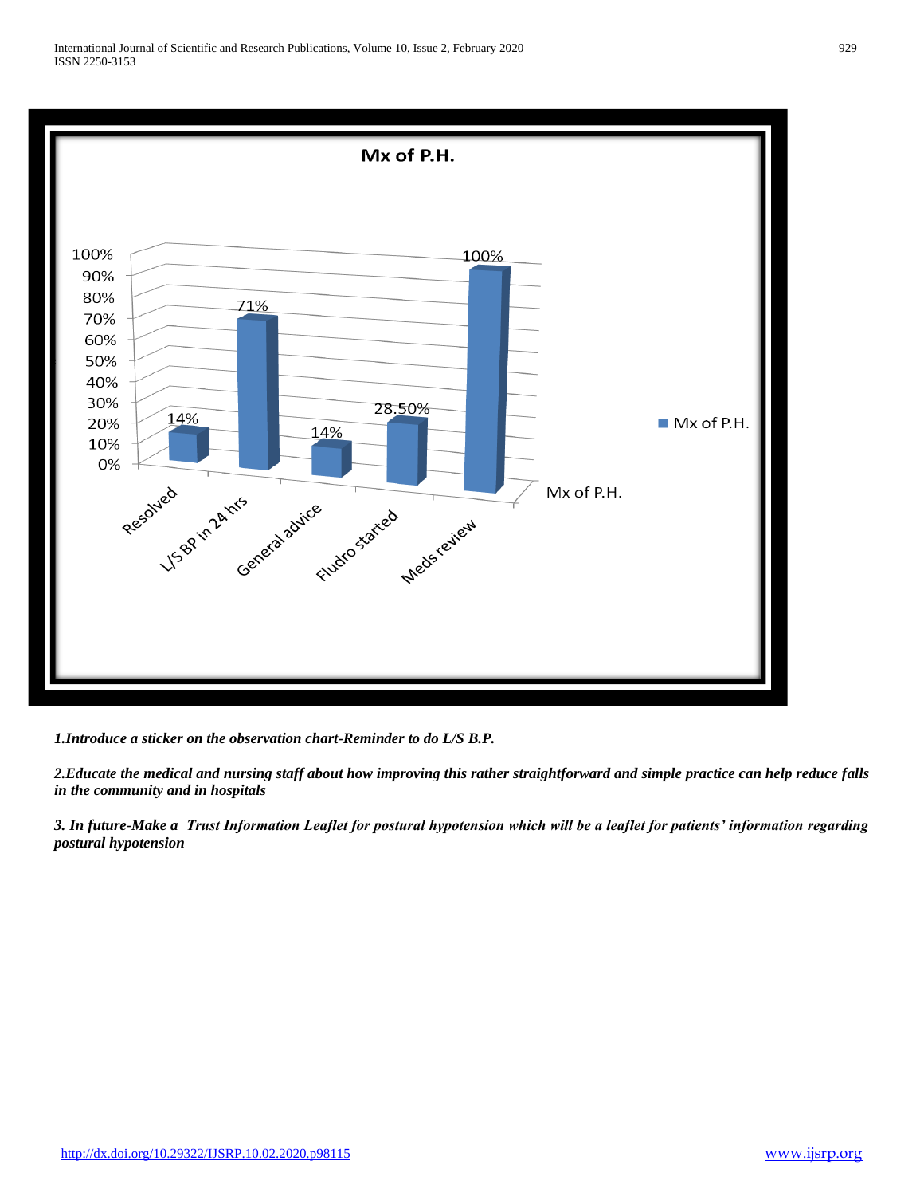**Mx of P.H.**

| Mx of P.H. | |
|---|---|
| Resolved | 14% |
| L/S BP in 24 hrs | 71% |
| General advice | 14% |
| Fludro started | 28.50% |
| Meds review | 100% |

***1.Introduce a sticker on the observation chart-Reminder to do L/S B.P.***

***2.Educate the medical and nursing staff about how improving this rather straightforward and simple practice can help reduce falls in the community and in hospitals***

***3. In future-Make a Trust Information Leaflet for postural hypotension which will be a leaflet for patients' information regarding postural hypotension***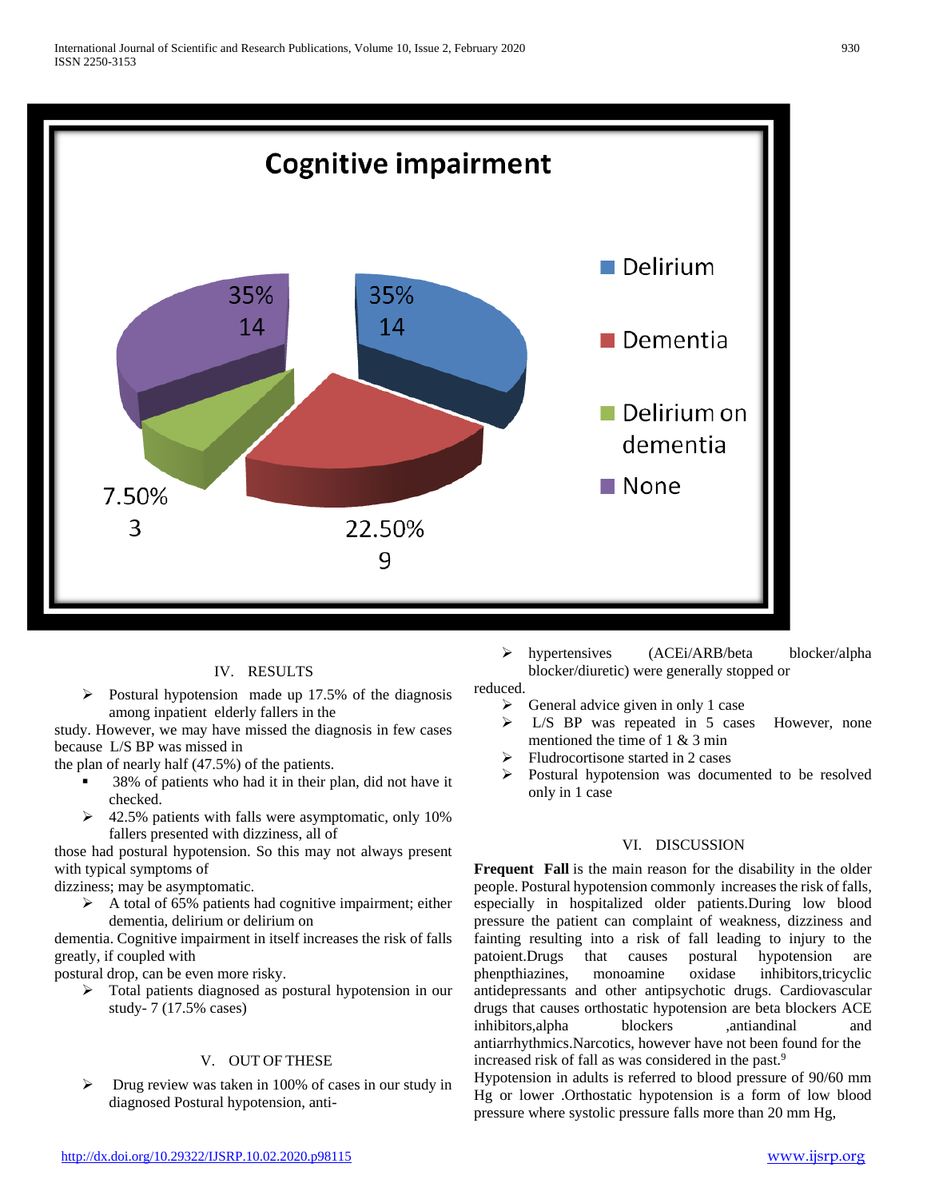Cognitive impairment

- Delirium: 35%, 14
- Dementia: 22.50%, 9
- Delirium on dementia: 7.50%, 3
- None: 35%, 14

## IV. RESULTS

- Postural hypotension made up 17.5% of the diagnosis among inpatient elderly fallers in the study. However, we may have missed the diagnosis in few cases because L/S BP was missed in the plan of nearly half (47.5%) of the patients.
  - 38% of patients who had it in their plan, did not have it checked.
- 42.5% patients with falls were asymptomatic, only 10% fallers presented with dizziness, all of those had postural hypotension. So this may not always present with typical symptoms of dizziness; may be asymptomatic.
- A total of 65% patients had cognitive impairment; either dementia, delirium or delirium on dementia. Cognitive impairment in itself increases the risk of falls greatly, if coupled with postural drop, can be even more risky.
- Total patients diagnosed as postural hypotension in our study- 7 (17.5% cases)

## V. OUT OF THESE

- Drug review was taken in 100% of cases in our study in diagnosed Postural hypotension, anti-hypertensives (ACEi/ARB/beta blocker/alpha blocker/diuretic) were generally stopped or reduced.
- General advice given in only 1 case
- L/S BP was repeated in 5 cases However, none mentioned the time of 1 & 3 min
- Fludrocortisone started in 2 cases
- Postural hypotension was documented to be resolved only in 1 case

## VI. DISCUSSION

**Frequent Fall** is the main reason for the disability in the older people. Postural hypotension commonly increases the risk of falls, especially in hospitalized older patients.During low blood pressure the patient can complaint of weakness, dizziness and fainting resulting into a risk of fall leading to injury to the patoient.Drugs that causes postural hypotension are phenpthiazines, monoamine oxidase inhibitors,tricyclic antidepressants and other antipsychotic drugs. Cardiovascular drugs that causes orthostatic hypotension are beta blockers ACE inhibitors,alpha blockers ,antiandinal and antiarrhythmics.Narcotics, however have not been found for the increased risk of fall as was considered in the past.[9]

Hypotension in adults is referred to blood pressure of 90/60 mm Hg or lower .Orthostatic hypotension is a form of low blood pressure where systolic pressure falls more than 20 mm Hg,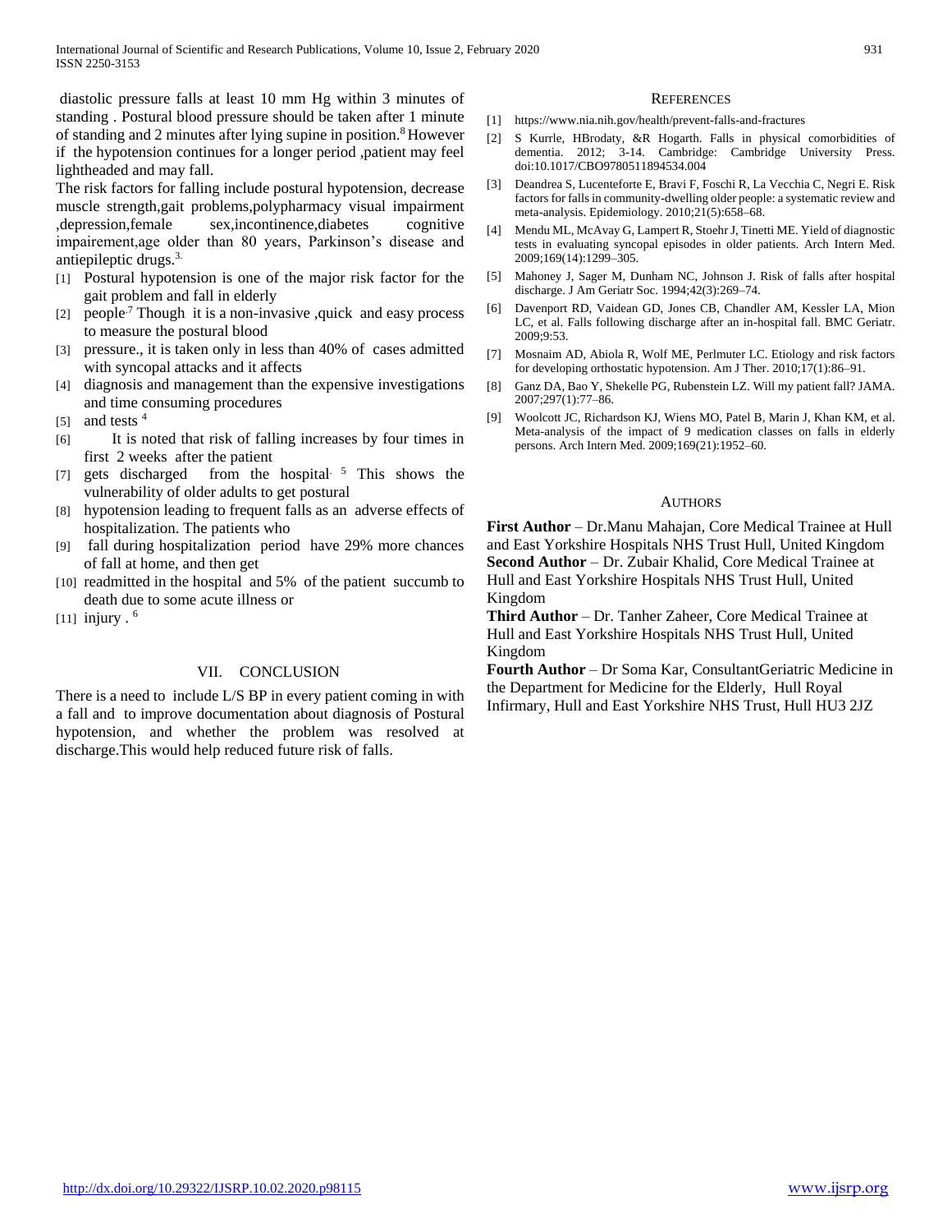diastolic pressure falls at least 10 mm Hg within 3 minutes of standing . Postural blood pressure should be taken after 1 minute of standing and 2 minutes after lying supine in position.[8] However if the hypotension continues for a longer period ,patient may feel lightheaded and may fall.

The risk factors for falling include postural hypotension, decrease muscle strength,gait problems,polypharmacy visual impairment ,depression,female sex,incontinence,diabetes cognitive impairement,age older than 80 years, Parkinson's disease and antiepileptic drugs.[3.]

[1] Postural hypotension is one of the major risk factor for the gait problem and fall in elderly

[2] people.[7] Though it is a non-invasive ,quick and easy process to measure the postural blood

[3] pressure., it is taken only in less than 40% of cases admitted with syncopal attacks and it affects

[4] diagnosis and management than the expensive investigations and time consuming procedures

[5] and tests [4]

[6] It is noted that risk of falling increases by four times in first 2 weeks after the patient

[7] gets discharged from the hospital. [5] This shows the vulnerability of older adults to get postural

[8] hypotension leading to frequent falls as an adverse effects of hospitalization. The patients who

[9] fall during hospitalization period have 29% more chances of fall at home, and then get

[10] readmitted in the hospital and 5% of the patient succumb to death due to some acute illness or

[11] injury . [6]

## VII. Conclusion

There is a need to include L/S BP in every patient coming in with a fall and to improve documentation about diagnosis of Postural hypotension, and whether the problem was resolved at discharge.This would help reduced future risk of falls.

## References

[1] https://www.nia.nih.gov/health/prevent-falls-and-fractures

[2] S Kurrle, HBrodaty, &R Hogarth. Falls in physical comorbidities of dementia. 2012; 3-14. Cambridge: Cambridge University Press. doi:10.1017/CBO9780511894534.004

[3] Deandrea S, Lucenteforte E, Bravi F, Foschi R, La Vecchia C, Negri E. Risk factors for falls in community-dwelling older people: a systematic review and meta-analysis. Epidemiology. 2010;21(5):658–68.

[4] Mendu ML, McAvay G, Lampert R, Stoehr J, Tinetti ME. Yield of diagnostic tests in evaluating syncopal episodes in older patients. Arch Intern Med. 2009;169(14):1299–305.

[5] Mahoney J, Sager M, Dunham NC, Johnson J. Risk of falls after hospital discharge. J Am Geriatr Soc. 1994;42(3):269–74.

[6] Davenport RD, Vaidean GD, Jones CB, Chandler AM, Kessler LA, Mion LC, et al. Falls following discharge after an in-hospital fall. BMC Geriatr. 2009;9:53.

[7] Mosnaim AD, Abiola R, Wolf ME, Perlmuter LC. Etiology and risk factors for developing orthostatic hypotension. Am J Ther. 2010;17(1):86–91.

[8] Ganz DA, Bao Y, Shekelle PG, Rubenstein LZ. Will my patient fall? JAMA. 2007;297(1):77–86.

[9] Woolcott JC, Richardson KJ, Wiens MO, Patel B, Marin J, Khan KM, et al. Meta-analysis of the impact of 9 medication classes on falls in elderly persons. Arch Intern Med. 2009;169(21):1952–60.

## Authors

**First Author** – Dr.Manu Mahajan, Core Medical Trainee at Hull and East Yorkshire Hospitals NHS Trust Hull, United Kingdom
**Second Author** – Dr. Zubair Khalid, Core Medical Trainee at Hull and East Yorkshire Hospitals NHS Trust Hull, United Kingdom
**Third Author** – Dr. Tanher Zaheer, Core Medical Trainee at Hull and East Yorkshire Hospitals NHS Trust Hull, United Kingdom
**Fourth Author** – Dr Soma Kar, ConsultantGeriatric Medicine in the Department for Medicine for the Elderly, Hull Royal Infirmary, Hull and East Yorkshire NHS Trust, Hull HU3 2JZ